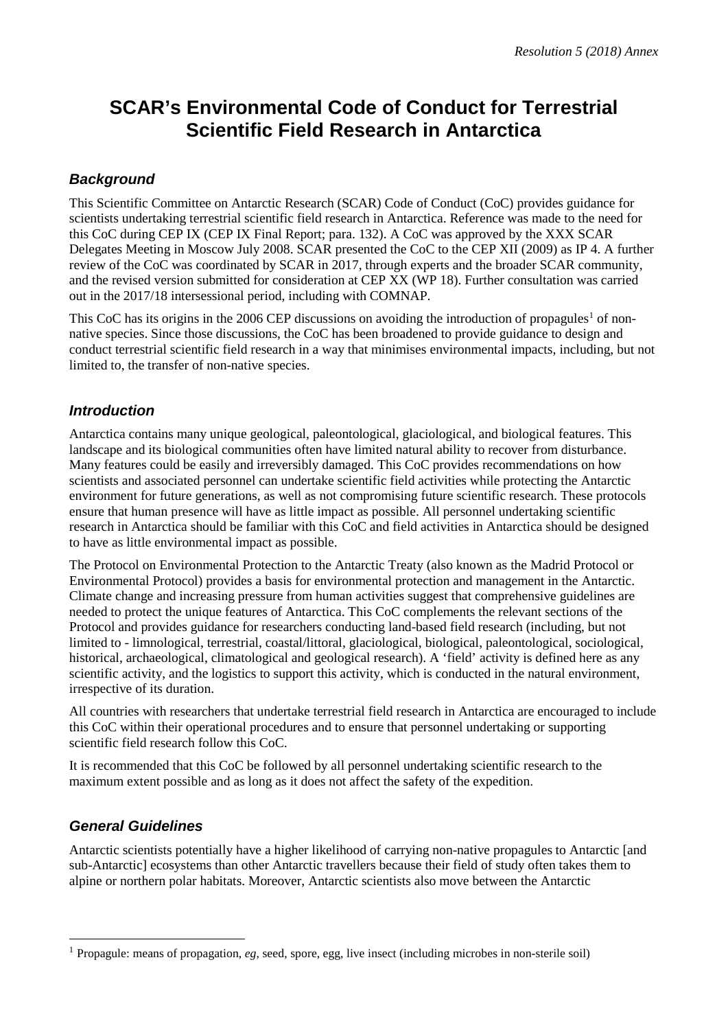*Resolution 5 (2018) Annex*

# SCAR's Environmental Code of Conduct for Terrestrial Scientific Field Research in Antarctica

### *Background*

This Scientific Committee on Antarctic Research (SCAR) Code of Conduct (CoC) provides guidance for scientists undertaking terrestrial scientific field research in Antarctica. Reference was made to the need for this CoC during CEP IX (CEP IX Final Report; para. 132). A CoC was approved by the XXX SCAR Delegates Meeting in Moscow July 2008. SCAR presented the CoC to the CEP XII (2009) as IP 4. A further review of the CoC was coordinated by SCAR in 2017, through experts and the broader SCAR community, and the revised version submitted for consideration at CEP XX (WP 18). Further consultation was carried out in the 2017/18 intersessional period, including with COMNAP.

This CoC has its origins in the 2006 CEP discussions on avoiding the introduction of propagules[1] of non-native species. Since those discussions, the CoC has been broadened to provide guidance to design and conduct terrestrial scientific field research in a way that minimises environmental impacts, including, but not limited to, the transfer of non-native species.

### *Introduction*

Antarctica contains many unique geological, paleontological, glaciological, and biological features. This landscape and its biological communities often have limited natural ability to recover from disturbance. Many features could be easily and irreversibly damaged. This CoC provides recommendations on how scientists and associated personnel can undertake scientific field activities while protecting the Antarctic environment for future generations, as well as not compromising future scientific research. These protocols ensure that human presence will have as little impact as possible. All personnel undertaking scientific research in Antarctica should be familiar with this CoC and field activities in Antarctica should be designed to have as little environmental impact as possible.

The Protocol on Environmental Protection to the Antarctic Treaty (also known as the Madrid Protocol or Environmental Protocol) provides a basis for environmental protection and management in the Antarctic. Climate change and increasing pressure from human activities suggest that comprehensive guidelines are needed to protect the unique features of Antarctica. This CoC complements the relevant sections of the Protocol and provides guidance for researchers conducting land-based field research (including, but not limited to - limnological, terrestrial, coastal/littoral, glaciological, biological, paleontological, sociological, historical, archaeological, climatological and geological research). A 'field' activity is defined here as any scientific activity, and the logistics to support this activity, which is conducted in the natural environment, irrespective of its duration.

All countries with researchers that undertake terrestrial field research in Antarctica are encouraged to include this CoC within their operational procedures and to ensure that personnel undertaking or supporting scientific field research follow this CoC.

It is recommended that this CoC be followed by all personnel undertaking scientific research to the maximum extent possible and as long as it does not affect the safety of the expedition.

### *General Guidelines*

Antarctic scientists potentially have a higher likelihood of carrying non-native propagules to Antarctic [and sub-Antarctic] ecosystems than other Antarctic travellers because their field of study often takes them to alpine or northern polar habitats. Moreover, Antarctic scientists also move between the Antarctic

[1] Propagule: means of propagation, *eg*, seed, spore, egg, live insect (including microbes in non-sterile soil)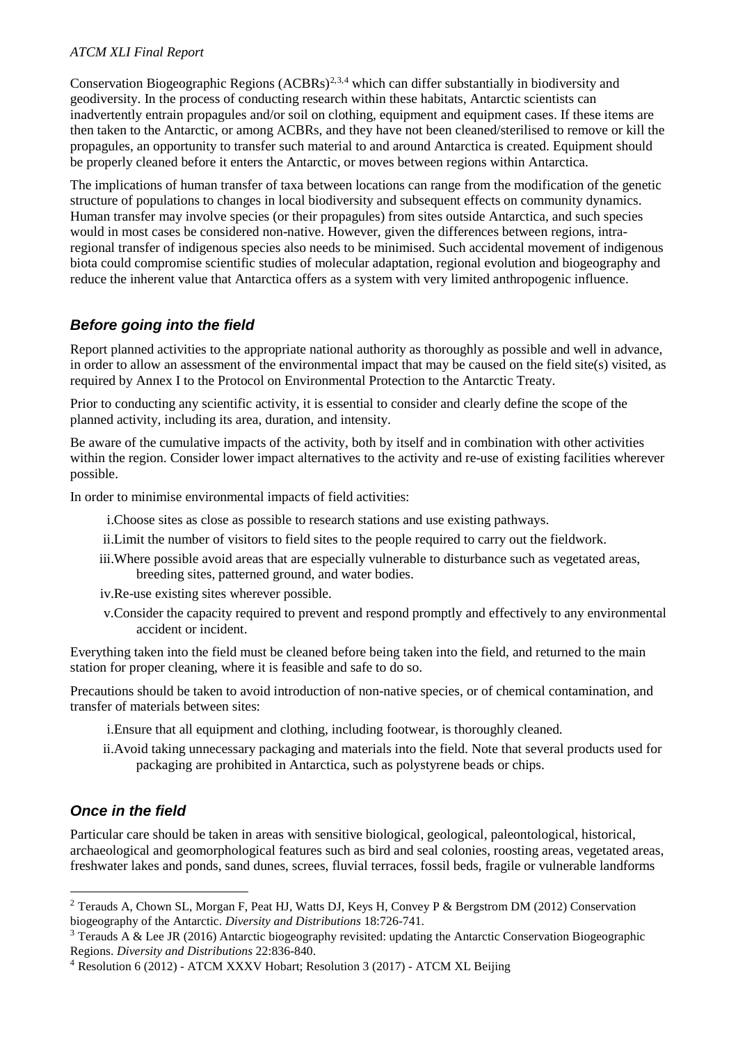Conservation Biogeographic Regions (ACBRs)[2,3,4] which can differ substantially in biodiversity and geodiversity. In the process of conducting research within these habitats, Antarctic scientists can inadvertently entrain propagules and/or soil on clothing, equipment and equipment cases. If these items are then taken to the Antarctic, or among ACBRs, and they have not been cleaned/sterilised to remove or kill the propagules, an opportunity to transfer such material to and around Antarctica is created. Equipment should be properly cleaned before it enters the Antarctic, or moves between regions within Antarctica.

The implications of human transfer of taxa between locations can range from the modification of the genetic structure of populations to changes in local biodiversity and subsequent effects on community dynamics. Human transfer may involve species (or their propagules) from sites outside Antarctica, and such species would in most cases be considered non-native. However, given the differences between regions, intra-regional transfer of indigenous species also needs to be minimised. Such accidental movement of indigenous biota could compromise scientific studies of molecular adaptation, regional evolution and biogeography and reduce the inherent value that Antarctica offers as a system with very limited anthropogenic influence.

### ***Before going into the field***

Report planned activities to the appropriate national authority as thoroughly as possible and well in advance, in order to allow an assessment of the environmental impact that may be caused on the field site(s) visited, as required by Annex I to the Protocol on Environmental Protection to the Antarctic Treaty.

Prior to conducting any scientific activity, it is essential to consider and clearly define the scope of the planned activity, including its area, duration, and intensity.

Be aware of the cumulative impacts of the activity, both by itself and in combination with other activities within the region. Consider lower impact alternatives to the activity and re-use of existing facilities wherever possible.

In order to minimise environmental impacts of field activities:

i. Choose sites as close as possible to research stations and use existing pathways.

ii. Limit the number of visitors to field sites to the people required to carry out the fieldwork.

iii. Where possible avoid areas that are especially vulnerable to disturbance such as vegetated areas, breeding sites, patterned ground, and water bodies.

iv. Re-use existing sites wherever possible.

v. Consider the capacity required to prevent and respond promptly and effectively to any environmental accident or incident.

Everything taken into the field must be cleaned before being taken into the field, and returned to the main station for proper cleaning, where it is feasible and safe to do so.

Precautions should be taken to avoid introduction of non-native species, or of chemical contamination, and transfer of materials between sites:

i. Ensure that all equipment and clothing, including footwear, is thoroughly cleaned.

ii. Avoid taking unnecessary packaging and materials into the field. Note that several products used for packaging are prohibited in Antarctica, such as polystyrene beads or chips.

### ***Once in the field***

Particular care should be taken in areas with sensitive biological, geological, paleontological, historical, archaeological and geomorphological features such as bird and seal colonies, roosting areas, vegetated areas, freshwater lakes and ponds, sand dunes, screes, fluvial terraces, fossil beds, fragile or vulnerable landforms

---

[2] Terauds A, Chown SL, Morgan F, Peat HJ, Watts DJ, Keys H, Convey P & Bergstrom DM (2012) Conservation biogeography of the Antarctic. *Diversity and Distributions* 18:726-741.

[3] Terauds A & Lee JR (2016) Antarctic biogeography revisited: updating the Antarctic Conservation Biogeographic Regions. *Diversity and Distributions* 22:836-840.

[4] Resolution 6 (2012) - ATCM XXXV Hobart; Resolution 3 (2017) - ATCM XL Beijing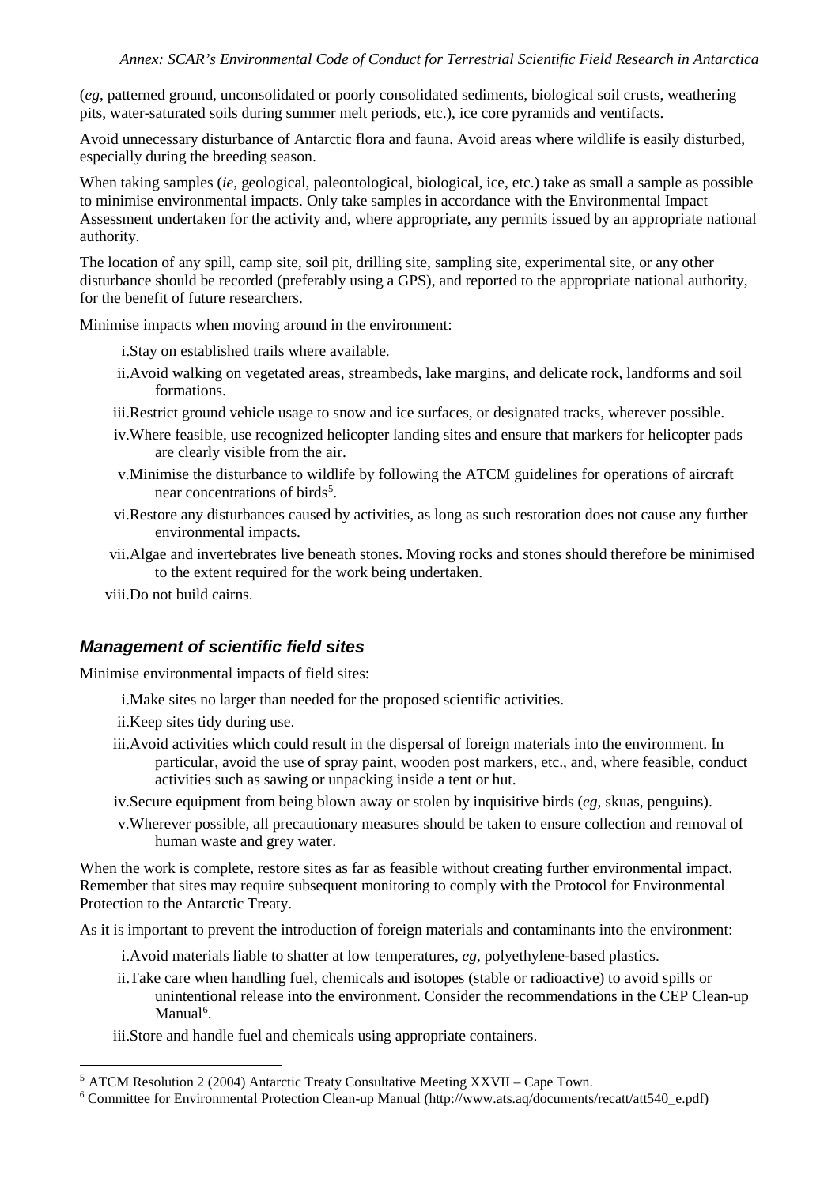(*eg*, patterned ground, unconsolidated or poorly consolidated sediments, biological soil crusts, weathering pits, water-saturated soils during summer melt periods, etc.), ice core pyramids and ventifacts.

Avoid unnecessary disturbance of Antarctic flora and fauna. Avoid areas where wildlife is easily disturbed, especially during the breeding season.

When taking samples (*ie*, geological, paleontological, biological, ice, etc.) take as small a sample as possible to minimise environmental impacts. Only take samples in accordance with the Environmental Impact Assessment undertaken for the activity and, where appropriate, any permits issued by an appropriate national authority.

The location of any spill, camp site, soil pit, drilling site, sampling site, experimental site, or any other disturbance should be recorded (preferably using a GPS), and reported to the appropriate national authority, for the benefit of future researchers.

Minimise impacts when moving around in the environment:

i. Stay on established trails where available.

ii. Avoid walking on vegetated areas, streambeds, lake margins, and delicate rock, landforms and soil formations.

iii. Restrict ground vehicle usage to snow and ice surfaces, or designated tracks, wherever possible.

iv. Where feasible, use recognized helicopter landing sites and ensure that markers for helicopter pads are clearly visible from the air.

v. Minimise the disturbance to wildlife by following the ATCM guidelines for operations of aircraft near concentrations of birds[5].

vi. Restore any disturbances caused by activities, as long as such restoration does not cause any further environmental impacts.

vii. Algae and invertebrates live beneath stones. Moving rocks and stones should therefore be minimised to the extent required for the work being undertaken.

viii. Do not build cairns.

### *Management of scientific field sites*

Minimise environmental impacts of field sites:

i. Make sites no larger than needed for the proposed scientific activities.

ii. Keep sites tidy during use.

iii. Avoid activities which could result in the dispersal of foreign materials into the environment. In particular, avoid the use of spray paint, wooden post markers, etc., and, where feasible, conduct activities such as sawing or unpacking inside a tent or hut.

iv. Secure equipment from being blown away or stolen by inquisitive birds (*eg*, skuas, penguins).

v. Wherever possible, all precautionary measures should be taken to ensure collection and removal of human waste and grey water.

When the work is complete, restore sites as far as feasible without creating further environmental impact. Remember that sites may require subsequent monitoring to comply with the Protocol for Environmental Protection to the Antarctic Treaty.

As it is important to prevent the introduction of foreign materials and contaminants into the environment:

i. Avoid materials liable to shatter at low temperatures, *eg*, polyethylene-based plastics.

ii. Take care when handling fuel, chemicals and isotopes (stable or radioactive) to avoid spills or unintentional release into the environment. Consider the recommendations in the CEP Clean-up Manual[6].

iii. Store and handle fuel and chemicals using appropriate containers.

---

[5] ATCM Resolution 2 (2004) Antarctic Treaty Consultative Meeting XXVII – Cape Town.

[6] Committee for Environmental Protection Clean-up Manual (http://www.ats.aq/documents/recatt/att540_e.pdf)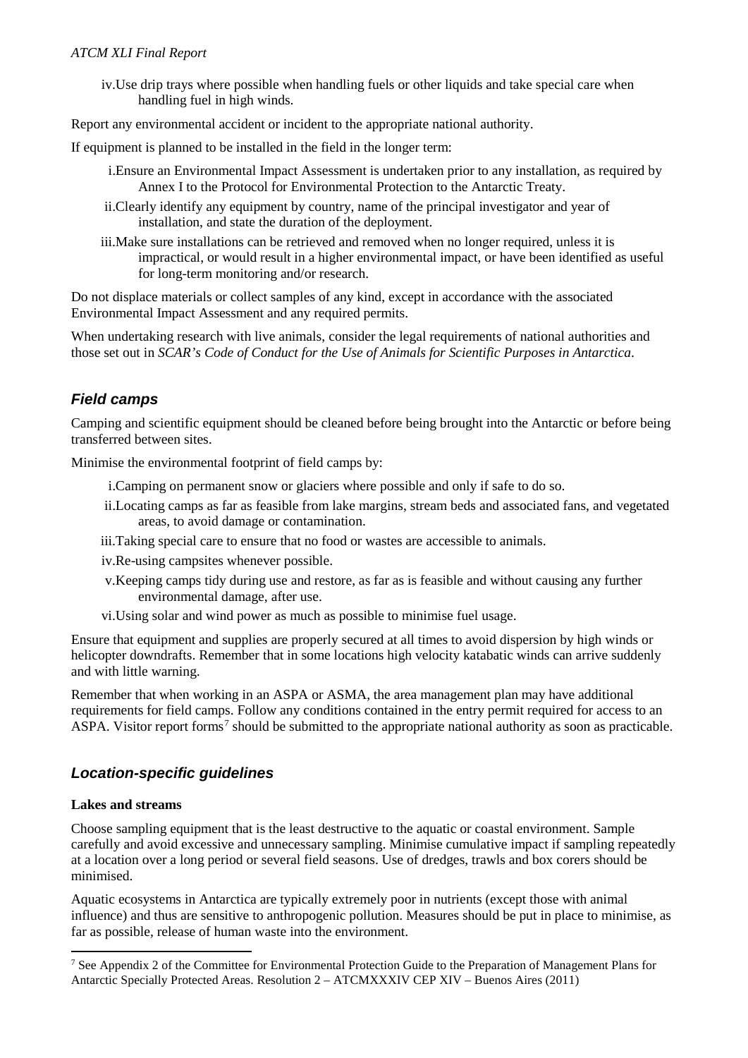iv. Use drip trays where possible when handling fuels or other liquids and take special care when handling fuel in high winds.

Report any environmental accident or incident to the appropriate national authority.

If equipment is planned to be installed in the field in the longer term:

i. Ensure an Environmental Impact Assessment is undertaken prior to any installation, as required by Annex I to the Protocol for Environmental Protection to the Antarctic Treaty.

ii. Clearly identify any equipment by country, name of the principal investigator and year of installation, and state the duration of the deployment.

iii. Make sure installations can be retrieved and removed when no longer required, unless it is impractical, or would result in a higher environmental impact, or have been identified as useful for long-term monitoring and/or research.

Do not displace materials or collect samples of any kind, except in accordance with the associated Environmental Impact Assessment and any required permits.

When undertaking research with live animals, consider the legal requirements of national authorities and those set out in *SCAR's Code of Conduct for the Use of Animals for Scientific Purposes in Antarctica*.

## *Field camps*

Camping and scientific equipment should be cleaned before being brought into the Antarctic or before being transferred between sites.

Minimise the environmental footprint of field camps by:

i. Camping on permanent snow or glaciers where possible and only if safe to do so.

ii. Locating camps as far as feasible from lake margins, stream beds and associated fans, and vegetated areas, to avoid damage or contamination.

iii. Taking special care to ensure that no food or wastes are accessible to animals.

iv. Re-using campsites whenever possible.

v. Keeping camps tidy during use and restore, as far as is feasible and without causing any further environmental damage, after use.

vi. Using solar and wind power as much as possible to minimise fuel usage.

Ensure that equipment and supplies are properly secured at all times to avoid dispersion by high winds or helicopter downdrafts. Remember that in some locations high velocity katabatic winds can arrive suddenly and with little warning.

Remember that when working in an ASPA or ASMA, the area management plan may have additional requirements for field camps. Follow any conditions contained in the entry permit required for access to an ASPA. Visitor report forms[7] should be submitted to the appropriate national authority as soon as practicable.

## *Location-specific guidelines*

**Lakes and streams**

Choose sampling equipment that is the least destructive to the aquatic or coastal environment. Sample carefully and avoid excessive and unnecessary sampling. Minimise cumulative impact if sampling repeatedly at a location over a long period or several field seasons. Use of dredges, trawls and box corers should be minimised.

Aquatic ecosystems in Antarctica are typically extremely poor in nutrients (except those with animal influence) and thus are sensitive to anthropogenic pollution. Measures should be put in place to minimise, as far as possible, release of human waste into the environment.

[7] See Appendix 2 of the Committee for Environmental Protection Guide to the Preparation of Management Plans for Antarctic Specially Protected Areas. Resolution 2 – ATCMXXXIV CEP XIV – Buenos Aires (2011)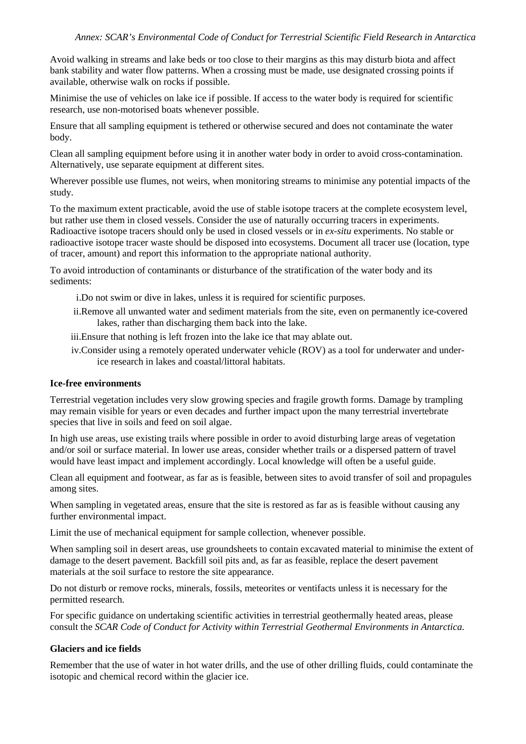Avoid walking in streams and lake beds or too close to their margins as this may disturb biota and affect bank stability and water flow patterns. When a crossing must be made, use designated crossing points if available, otherwise walk on rocks if possible.

Minimise the use of vehicles on lake ice if possible. If access to the water body is required for scientific research, use non-motorised boats whenever possible.

Ensure that all sampling equipment is tethered or otherwise secured and does not contaminate the water body.

Clean all sampling equipment before using it in another water body in order to avoid cross-contamination. Alternatively, use separate equipment at different sites.

Wherever possible use flumes, not weirs, when monitoring streams to minimise any potential impacts of the study.

To the maximum extent practicable, avoid the use of stable isotope tracers at the complete ecosystem level, but rather use them in closed vessels. Consider the use of naturally occurring tracers in experiments. Radioactive isotope tracers should only be used in closed vessels or in *ex-situ* experiments. No stable or radioactive isotope tracer waste should be disposed into ecosystems. Document all tracer use (location, type of tracer, amount) and report this information to the appropriate national authority.

To avoid introduction of contaminants or disturbance of the stratification of the water body and its sediments:

i. Do not swim or dive in lakes, unless it is required for scientific purposes.

ii. Remove all unwanted water and sediment materials from the site, even on permanently ice-covered lakes, rather than discharging them back into the lake.

iii. Ensure that nothing is left frozen into the lake ice that may ablate out.

iv. Consider using a remotely operated underwater vehicle (ROV) as a tool for underwater and under-ice research in lakes and coastal/littoral habitats.

**Ice-free environments**

Terrestrial vegetation includes very slow growing species and fragile growth forms. Damage by trampling may remain visible for years or even decades and further impact upon the many terrestrial invertebrate species that live in soils and feed on soil algae.

In high use areas, use existing trails where possible in order to avoid disturbing large areas of vegetation and/or soil or surface material. In lower use areas, consider whether trails or a dispersed pattern of travel would have least impact and implement accordingly. Local knowledge will often be a useful guide.

Clean all equipment and footwear, as far as is feasible, between sites to avoid transfer of soil and propagules among sites.

When sampling in vegetated areas, ensure that the site is restored as far as is feasible without causing any further environmental impact.

Limit the use of mechanical equipment for sample collection, whenever possible.

When sampling soil in desert areas, use groundsheets to contain excavated material to minimise the extent of damage to the desert pavement. Backfill soil pits and, as far as feasible, replace the desert pavement materials at the soil surface to restore the site appearance.

Do not disturb or remove rocks, minerals, fossils, meteorites or ventifacts unless it is necessary for the permitted research.

For specific guidance on undertaking scientific activities in terrestrial geothermally heated areas, please consult the *SCAR Code of Conduct for Activity within Terrestrial Geothermal Environments in Antarctica.*

**Glaciers and ice fields**

Remember that the use of water in hot water drills, and the use of other drilling fluids, could contaminate the isotopic and chemical record within the glacier ice.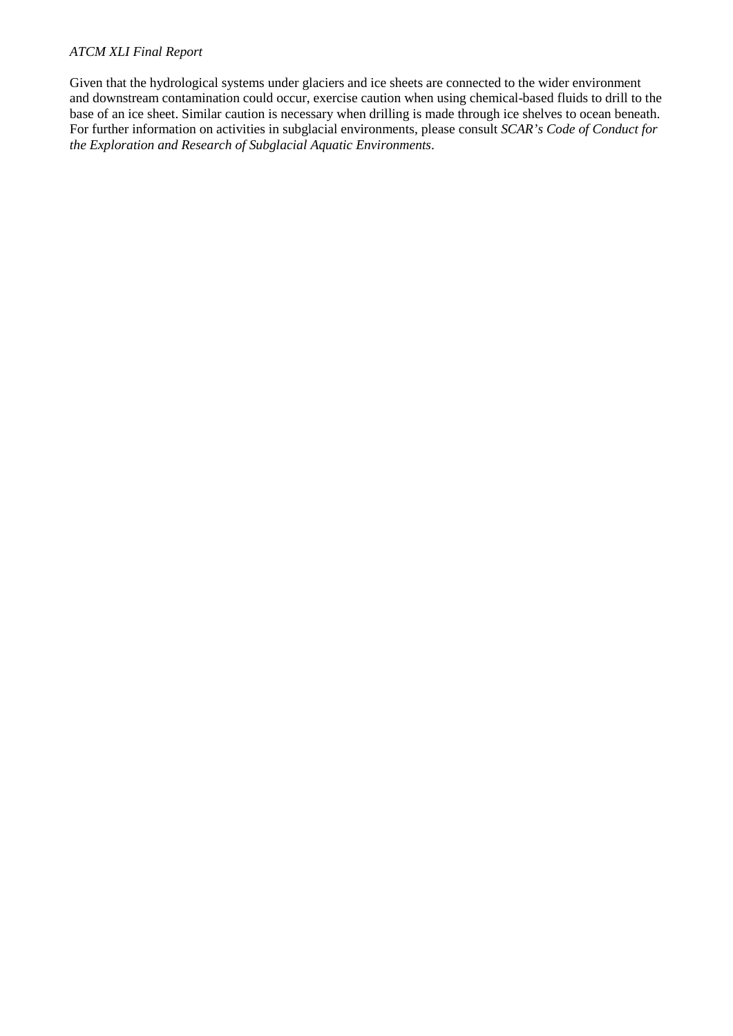Given that the hydrological systems under glaciers and ice sheets are connected to the wider environment and downstream contamination could occur, exercise caution when using chemical-based fluids to drill to the base of an ice sheet. Similar caution is necessary when drilling is made through ice shelves to ocean beneath. For further information on activities in subglacial environments, please consult *SCAR's Code of Conduct for the Exploration and Research of Subglacial Aquatic Environments*.